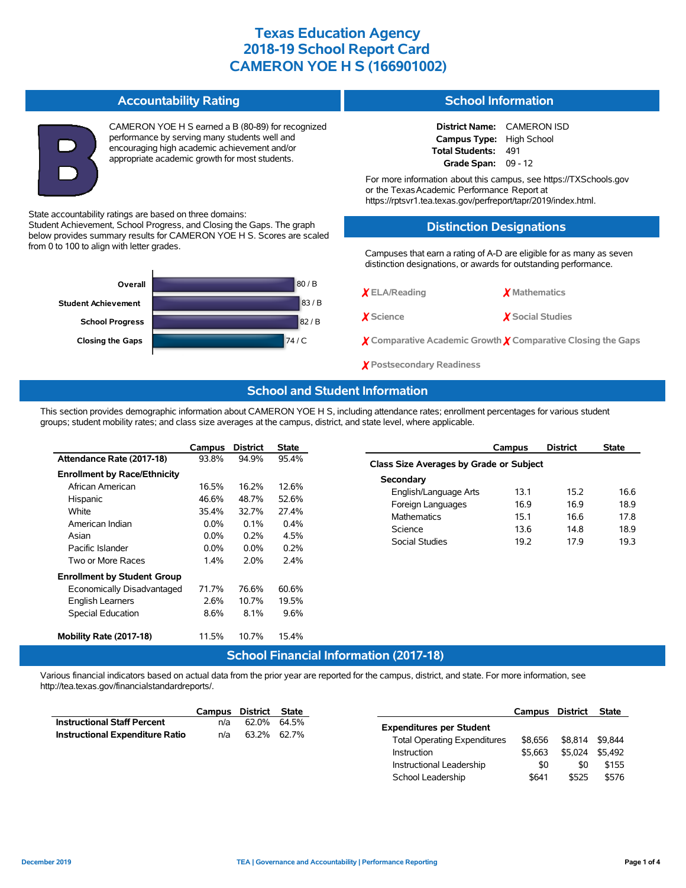# Texas Education Agency
# 2018-19 School Report Card
# CAMERON YOE H S (166901002)

## Accountability Rating

**B**

CAMERON YOE H S earned a B (80-89) for recognized performance by serving many students well and encouraging high academic achievement and/or appropriate academic growth for most students.

State accountability ratings are based on three domains: Student Achievement, School Progress, and Closing the Gaps. The graph below provides summary results for CAMERON YOE H S. Scores are scaled from 0 to 100 to align with letter grades.

| Domain | Score / Grade |
|---|---|
| Overall | 80 / B |
| Student Achievement | 83 / B |
| School Progress | 82 / B |
| Closing the Gaps | 74 / C |

## School Information

**District Name:** CAMERON ISD
**Campus Type:** High School
**Total Students:** 491
**Grade Span:** 09 - 12

For more information about this campus, see https://TXSchools.gov or the Texas Academic Performance Report at https://rptsvr1.tea.texas.gov/perfreport/tapr/2019/index.html.

## Distinction Designations

Campuses that earn a rating of A-D are eligible for as many as seven distinction designations, or awards for outstanding performance.

- ✗ ELA/Reading
- ✗ Mathematics
- ✗ Science
- ✗ Social Studies
- ✗ Comparative Academic Growth
- ✗ Comparative Closing the Gaps
- ✗ Postsecondary Readiness

## School and Student Information

This section provides demographic information about CAMERON YOE H S, including attendance rates; enrollment percentages for various student groups; student mobility rates; and class size averages at the campus, district, and state level, where applicable.

| | Campus | District | State |
|---|---|---|---|
| **Attendance Rate (2017-18)** | 93.8% | 94.9% | 95.4% |
| **Enrollment by Race/Ethnicity** | | | |
| African American | 16.5% | 16.2% | 12.6% |
| Hispanic | 46.6% | 48.7% | 52.6% |
| White | 35.4% | 32.7% | 27.4% |
| American Indian | 0.0% | 0.1% | 0.4% |
| Asian | 0.0% | 0.2% | 4.5% |
| Pacific Islander | 0.0% | 0.0% | 0.2% |
| Two or More Races | 1.4% | 2.0% | 2.4% |
| **Enrollment by Student Group** | | | |
| Economically Disadvantaged | 71.7% | 76.6% | 60.6% |
| English Learners | 2.6% | 10.7% | 19.5% |
| Special Education | 8.6% | 8.1% | 9.6% |
| **Mobility Rate (2017-18)** | 11.5% | 10.7% | 15.4% |

| | Campus | District | State |
|---|---|---|---|
| **Class Size Averages by Grade or Subject** | | | |
| **Secondary** | | | |
| English/Language Arts | 13.1 | 15.2 | 16.6 |
| Foreign Languages | 16.9 | 16.9 | 18.9 |
| Mathematics | 15.1 | 16.6 | 17.8 |
| Science | 13.6 | 14.8 | 18.9 |
| Social Studies | 19.2 | 17.9 | 19.3 |

## School Financial Information (2017-18)

Various financial indicators based on actual data from the prior year are reported for the campus, district, and state. For more information, see http://tea.texas.gov/financialstandardreports/.

| | Campus | District | State |
|---|---|---|---|
| **Instructional Staff Percent** | n/a | 62.0% | 64.5% |
| **Instructional Expenditure Ratio** | n/a | 63.2% | 62.7% |

| | Campus | District | State |
|---|---|---|---|
| **Expenditures per Student** | | | |
| Total Operating Expenditures | $8,656 | $8,814 | $9,844 |
| Instruction | $5,663 | $5,024 | $5,492 |
| Instructional Leadership | $0 | $0 | $155 |
| School Leadership | $641 | $525 | $576 |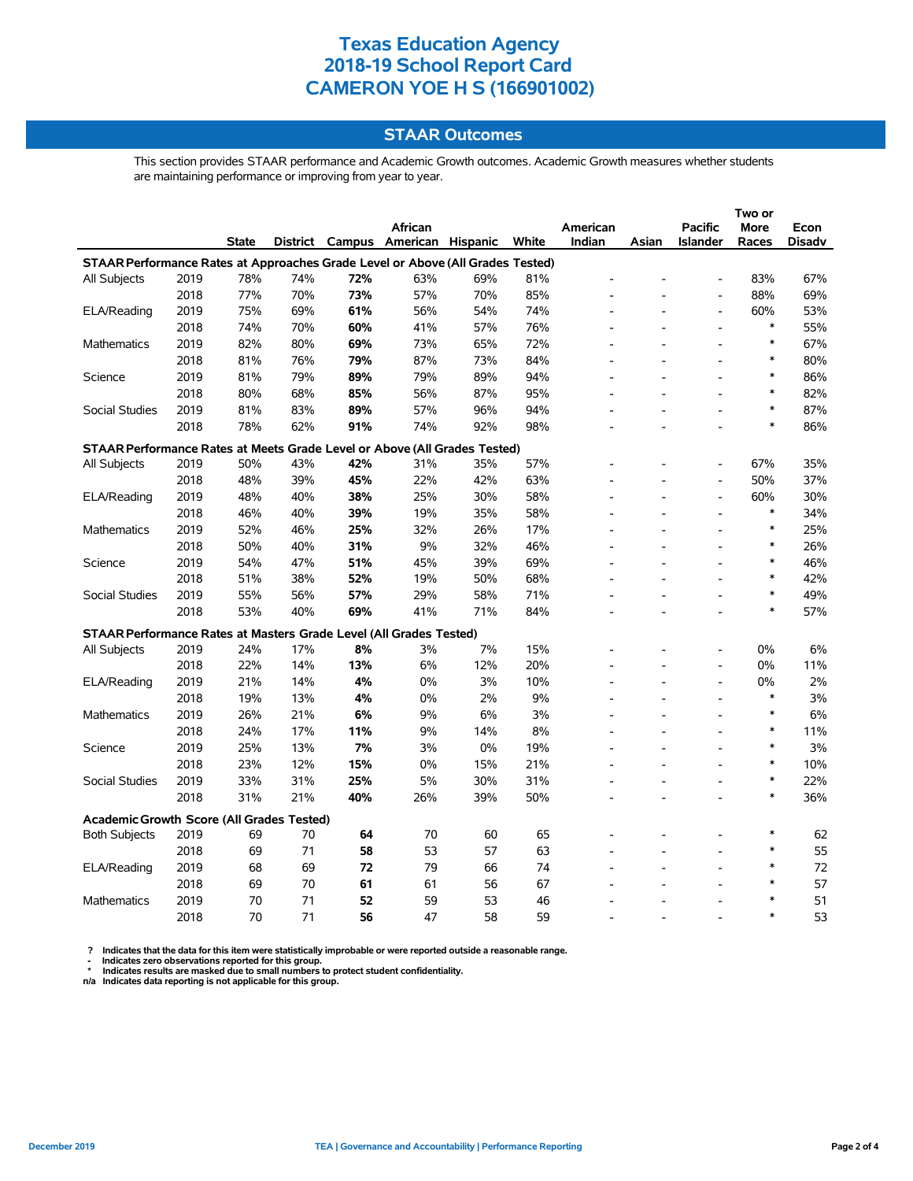# Texas Education Agency
# 2018-19 School Report Card
# CAMERON YOE H S (166901002)

## STAAR Outcomes

This section provides STAAR performance and Academic Growth outcomes. Academic Growth measures whether students are maintaining performance or improving from year to year.

| | | State | District | Campus | African American | Hispanic | White | American Indian | Asian | Pacific Islander | Two or More Races | Econ Disadv |
|---|---|---|---|---|---|---|---|---|---|---|---|---|
| **STAAR Performance Rates at Approaches Grade Level or Above (All Grades Tested)** | | | | | | | | | | | | |
| All Subjects | 2019 | 78% | 74% | **72%** | 63% | 69% | 81% | - | - | - | 83% | 67% |
| | 2018 | 77% | 70% | **73%** | 57% | 70% | 85% | - | - | - | 88% | 69% |
| ELA/Reading | 2019 | 75% | 69% | **61%** | 56% | 54% | 74% | - | - | - | 60% | 53% |
| | 2018 | 74% | 70% | **60%** | 41% | 57% | 76% | - | - | - | * | 55% |
| Mathematics | 2019 | 82% | 80% | **69%** | 73% | 65% | 72% | - | - | - | * | 67% |
| | 2018 | 81% | 76% | **79%** | 87% | 73% | 84% | - | - | - | * | 80% |
| Science | 2019 | 81% | 79% | **89%** | 79% | 89% | 94% | - | - | - | * | 86% |
| | 2018 | 80% | 68% | **85%** | 56% | 87% | 95% | - | - | - | * | 82% |
| Social Studies | 2019 | 81% | 83% | **89%** | 57% | 96% | 94% | - | - | - | * | 87% |
| | 2018 | 78% | 62% | **91%** | 74% | 92% | 98% | - | - | - | * | 86% |
| **STAAR Performance Rates at Meets Grade Level or Above (All Grades Tested)** | | | | | | | | | | | | |
| All Subjects | 2019 | 50% | 43% | **42%** | 31% | 35% | 57% | - | - | - | 67% | 35% |
| | 2018 | 48% | 39% | **45%** | 22% | 42% | 63% | - | - | - | 50% | 37% |
| ELA/Reading | 2019 | 48% | 40% | **38%** | 25% | 30% | 58% | - | - | - | 60% | 30% |
| | 2018 | 46% | 40% | **39%** | 19% | 35% | 58% | - | - | - | * | 34% |
| Mathematics | 2019 | 52% | 46% | **25%** | 32% | 26% | 17% | - | - | - | * | 25% |
| | 2018 | 50% | 40% | **31%** | 9% | 32% | 46% | - | - | - | * | 26% |
| Science | 2019 | 54% | 47% | **51%** | 45% | 39% | 69% | - | - | - | * | 46% |
| | 2018 | 51% | 38% | **52%** | 19% | 50% | 68% | - | - | - | * | 42% |
| Social Studies | 2019 | 55% | 56% | **57%** | 29% | 58% | 71% | - | - | - | * | 49% |
| | 2018 | 53% | 40% | **69%** | 41% | 71% | 84% | - | - | - | * | 57% |
| **STAAR Performance Rates at Masters Grade Level (All Grades Tested)** | | | | | | | | | | | | |
| All Subjects | 2019 | 24% | 17% | **8%** | 3% | 7% | 15% | - | - | - | 0% | 6% |
| | 2018 | 22% | 14% | **13%** | 6% | 12% | 20% | - | - | - | 0% | 11% |
| ELA/Reading | 2019 | 21% | 14% | **4%** | 0% | 3% | 10% | - | - | - | 0% | 2% |
| | 2018 | 19% | 13% | **4%** | 0% | 2% | 9% | - | - | - | * | 3% |
| Mathematics | 2019 | 26% | 21% | **6%** | 9% | 6% | 3% | - | - | - | * | 6% |
| | 2018 | 24% | 17% | **11%** | 9% | 14% | 8% | - | - | - | * | 11% |
| Science | 2019 | 25% | 13% | **7%** | 3% | 0% | 19% | - | - | - | * | 3% |
| | 2018 | 23% | 12% | **15%** | 0% | 15% | 21% | - | - | - | * | 10% |
| Social Studies | 2019 | 33% | 31% | **25%** | 5% | 30% | 31% | - | - | - | * | 22% |
| | 2018 | 31% | 21% | **40%** | 26% | 39% | 50% | - | - | - | * | 36% |
| **Academic Growth Score (All Grades Tested)** | | | | | | | | | | | | |
| Both Subjects | 2019 | 69 | 70 | **64** | 70 | 60 | 65 | - | - | - | * | 62 |
| | 2018 | 69 | 71 | **58** | 53 | 57 | 63 | - | - | - | * | 55 |
| ELA/Reading | 2019 | 68 | 69 | **72** | 79 | 66 | 74 | - | - | - | * | 72 |
| | 2018 | 69 | 70 | **61** | 61 | 56 | 67 | - | - | - | * | 57 |
| Mathematics | 2019 | 70 | 71 | **52** | 59 | 53 | 46 | - | - | - | * | 51 |
| | 2018 | 70 | 71 | **56** | 47 | 58 | 59 | - | - | - | * | 53 |

**?** Indicates that the data for this item were statistically improbable or were reported outside a reasonable range.
**-** Indicates zero observations reported for this group.
**\*** Indicates results are masked due to small numbers to protect student confidentiality.
**n/a** Indicates data reporting is not applicable for this group.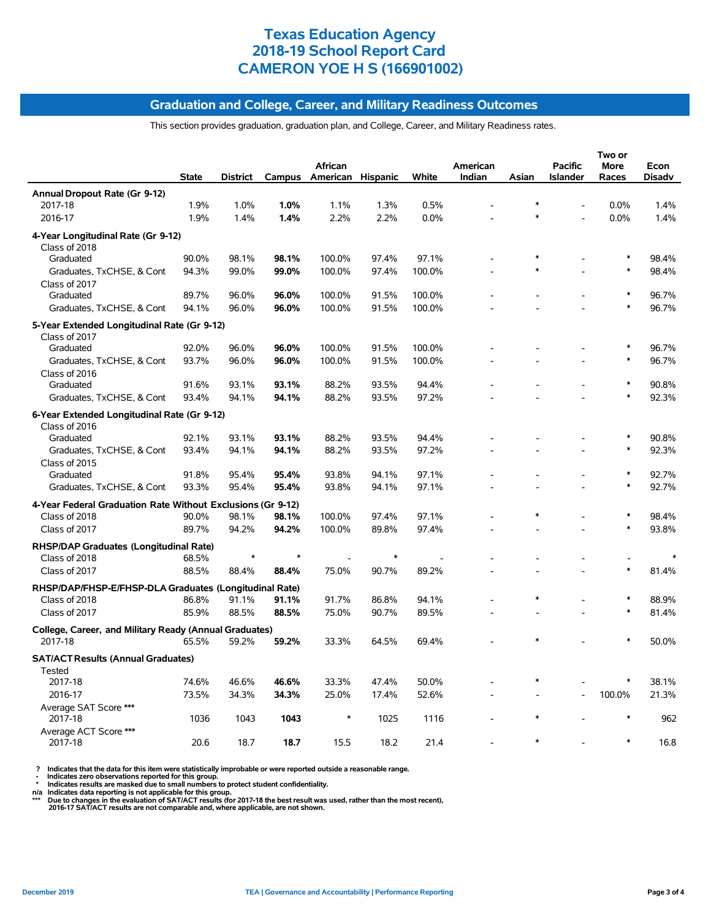# Texas Education Agency
# 2018-19 School Report Card
# CAMERON YOE H S (166901002)

## Graduation and College, Career, and Military Readiness Outcomes

This section provides graduation, graduation plan, and College, Career, and Military Readiness rates.

| | State | District | Campus | African American | Hispanic | White | American Indian | Asian | Pacific Islander | Two or More Races | Econ Disadv |
|---|---|---|---|---|---|---|---|---|---|---|---|
| **Annual Dropout Rate (Gr 9-12)** | | | | | | | | | | | |
| 2017-18 | 1.9% | 1.0% | **1.0%** | 1.1% | 1.3% | 0.5% | - | * | - | 0.0% | 1.4% |
| 2016-17 | 1.9% | 1.4% | **1.4%** | 2.2% | 2.2% | 0.0% | - | * | - | 0.0% | 1.4% |
| **4-Year Longitudinal Rate (Gr 9-12)** | | | | | | | | | | | |
| Class of 2018 | | | | | | | | | | | |
| Graduated | 90.0% | 98.1% | **98.1%** | 100.0% | 97.4% | 97.1% | - | * | - | * | 98.4% |
| Graduates, TxCHSE, & Cont | 94.3% | 99.0% | **99.0%** | 100.0% | 97.4% | 100.0% | - | * | - | * | 98.4% |
| Class of 2017 | | | | | | | | | | | |
| Graduated | 89.7% | 96.0% | **96.0%** | 100.0% | 91.5% | 100.0% | - | - | - | * | 96.7% |
| Graduates, TxCHSE, & Cont | 94.1% | 96.0% | **96.0%** | 100.0% | 91.5% | 100.0% | - | - | - | * | 96.7% |
| **5-Year Extended Longitudinal Rate (Gr 9-12)** | | | | | | | | | | | |
| Class of 2017 | | | | | | | | | | | |
| Graduated | 92.0% | 96.0% | **96.0%** | 100.0% | 91.5% | 100.0% | - | - | - | * | 96.7% |
| Graduates, TxCHSE, & Cont | 93.7% | 96.0% | **96.0%** | 100.0% | 91.5% | 100.0% | - | - | - | * | 96.7% |
| Class of 2016 | | | | | | | | | | | |
| Graduated | 91.6% | 93.1% | **93.1%** | 88.2% | 93.5% | 94.4% | - | - | - | * | 90.8% |
| Graduates, TxCHSE, & Cont | 93.4% | 94.1% | **94.1%** | 88.2% | 93.5% | 97.2% | - | - | - | * | 92.3% |
| **6-Year Extended Longitudinal Rate (Gr 9-12)** | | | | | | | | | | | |
| Class of 2016 | | | | | | | | | | | |
| Graduated | 92.1% | 93.1% | **93.1%** | 88.2% | 93.5% | 94.4% | - | - | - | * | 90.8% |
| Graduates, TxCHSE, & Cont | 93.4% | 94.1% | **94.1%** | 88.2% | 93.5% | 97.2% | - | - | - | * | 92.3% |
| Class of 2015 | | | | | | | | | | | |
| Graduated | 91.8% | 95.4% | **95.4%** | 93.8% | 94.1% | 97.1% | - | - | - | * | 92.7% |
| Graduates, TxCHSE, & Cont | 93.3% | 95.4% | **95.4%** | 93.8% | 94.1% | 97.1% | - | - | - | * | 92.7% |
| **4-Year Federal Graduation Rate Without Exclusions (Gr 9-12)** | | | | | | | | | | | |
| Class of 2018 | 90.0% | 98.1% | **98.1%** | 100.0% | 97.4% | 97.1% | - | * | - | * | 98.4% |
| Class of 2017 | 89.7% | 94.2% | **94.2%** | 100.0% | 89.8% | 97.4% | - | - | - | * | 93.8% |
| **RHSP/DAP Graduates (Longitudinal Rate)** | | | | | | | | | | | |
| Class of 2018 | 68.5% | * | * | - | * | - | - | - | - | - | * |
| Class of 2017 | 88.5% | 88.4% | **88.4%** | 75.0% | 90.7% | 89.2% | - | - | - | * | 81.4% |
| **RHSP/DAP/FHSP-E/FHSP-DLA Graduates (Longitudinal Rate)** | | | | | | | | | | | |
| Class of 2018 | 86.8% | 91.1% | **91.1%** | 91.7% | 86.8% | 94.1% | - | * | - | * | 88.9% |
| Class of 2017 | 85.9% | 88.5% | **88.5%** | 75.0% | 90.7% | 89.5% | - | - | - | * | 81.4% |
| **College, Career, and Military Ready (Annual Graduates)** | | | | | | | | | | | |
| 2017-18 | 65.5% | 59.2% | **59.2%** | 33.3% | 64.5% | 69.4% | - | * | - | * | 50.0% |
| **SAT/ACT Results (Annual Graduates)** | | | | | | | | | | | |
| Tested | | | | | | | | | | | |
| 2017-18 | 74.6% | 46.6% | **46.6%** | 33.3% | 47.4% | 50.0% | - | * | - | * | 38.1% |
| 2016-17 | 73.5% | 34.3% | **34.3%** | 25.0% | 17.4% | 52.6% | - | - | - | 100.0% | 21.3% |
| Average SAT Score *** | | | | | | | | | | | |
| 2017-18 | 1036 | 1043 | **1043** | * | 1025 | 1116 | - | * | - | * | 962 |
| Average ACT Score *** | | | | | | | | | | | |
| 2017-18 | 20.6 | 18.7 | **18.7** | 15.5 | 18.2 | 21.4 | - | * | - | * | 16.8 |

**?** Indicates that the data for this item were statistically improbable or were reported outside a reasonable range.
**-** Indicates zero observations reported for this group.
**\*** Indicates results are masked due to small numbers to protect student confidentiality.
**n/a** Indicates data reporting is not applicable for this group.
**\*\*\*** Due to changes in the evaluation of SAT/ACT results (for 2017-18 the best result was used, rather than the most recent), 2016-17 SAT/ACT results are not comparable and, where applicable, are not shown.